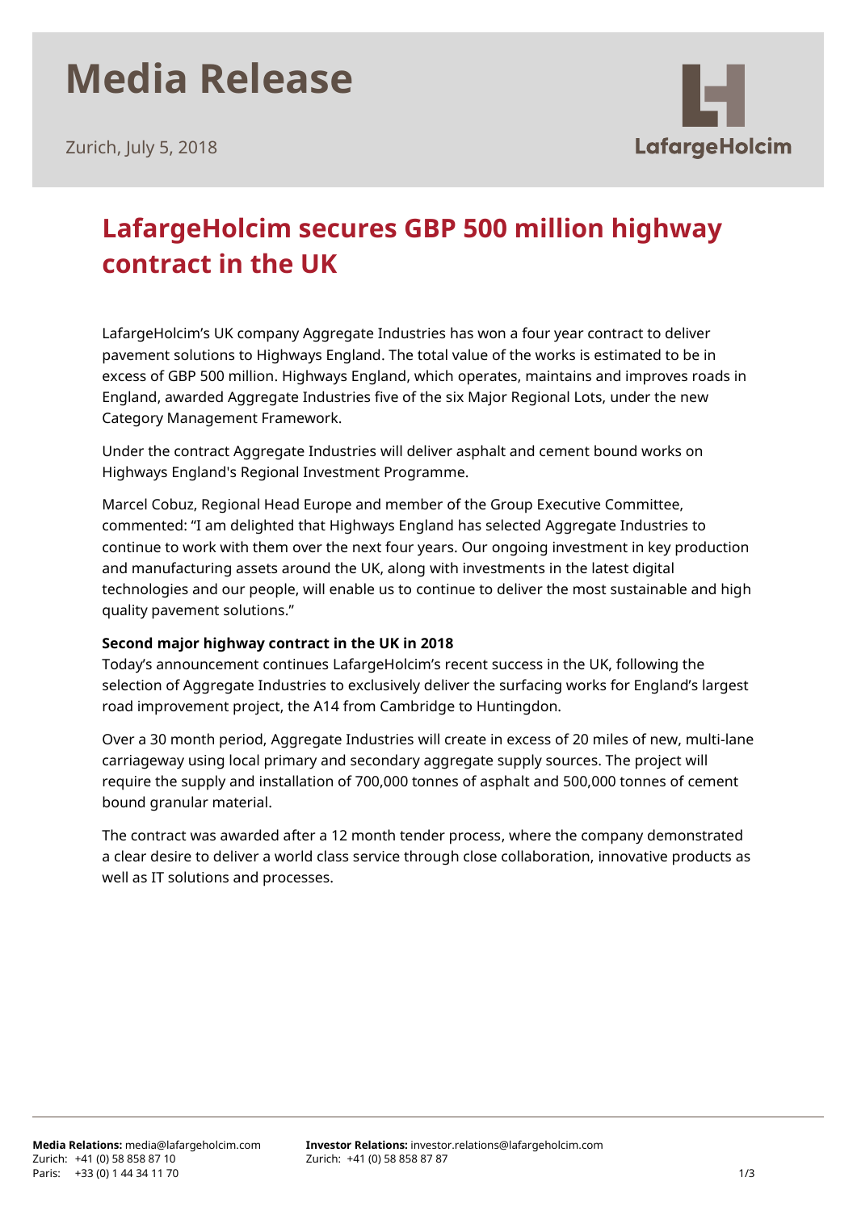# Media Release

Zurich, July 5, 2018

## LafargeHolcim secures GBP 500 million highway contract in the UK

LafargeHolcim's UK company Aggregate Industries has won a four year contract to deliver pavement solutions to Highways England. The total value of the works is estimated to be in excess of GBP 500 million. Highways England, which operates, maintains and improves roads in England, awarded Aggregate Industries five of the six Major Regional Lots, under the new Category Management Framework.

Under the contract Aggregate Industries will deliver asphalt and cement bound works on Highways England's Regional Investment Programme.

Marcel Cobuz, Regional Head Europe and member of the Group Executive Committee, commented: "I am delighted that Highways England has selected Aggregate Industries to continue to work with them over the next four years. Our ongoing investment in key production and manufacturing assets around the UK, along with investments in the latest digital technologies and our people, will enable us to continue to deliver the most sustainable and high quality pavement solutions."

**Second major highway contract in the UK in 2018**

Today's announcement continues LafargeHolcim's recent success in the UK, following the selection of Aggregate Industries to exclusively deliver the surfacing works for England's largest road improvement project, the A14 from Cambridge to Huntingdon.

Over a 30 month period, Aggregate Industries will create in excess of 20 miles of new, multi-lane carriageway using local primary and secondary aggregate supply sources. The project will require the supply and installation of 700,000 tonnes of asphalt and 500,000 tonnes of cement bound granular material.

The contract was awarded after a 12 month tender process, where the company demonstrated a clear desire to deliver a world class service through close collaboration, innovative products as well as IT solutions and processes.

**Media Relations:** media@lafargeholcim.com
Zurich: +41 (0) 58 858 87 10
Paris: +33 (0) 1 44 34 11 70

**Investor Relations:** investor.relations@lafargeholcim.com
Zurich: +41 (0) 58 858 87 87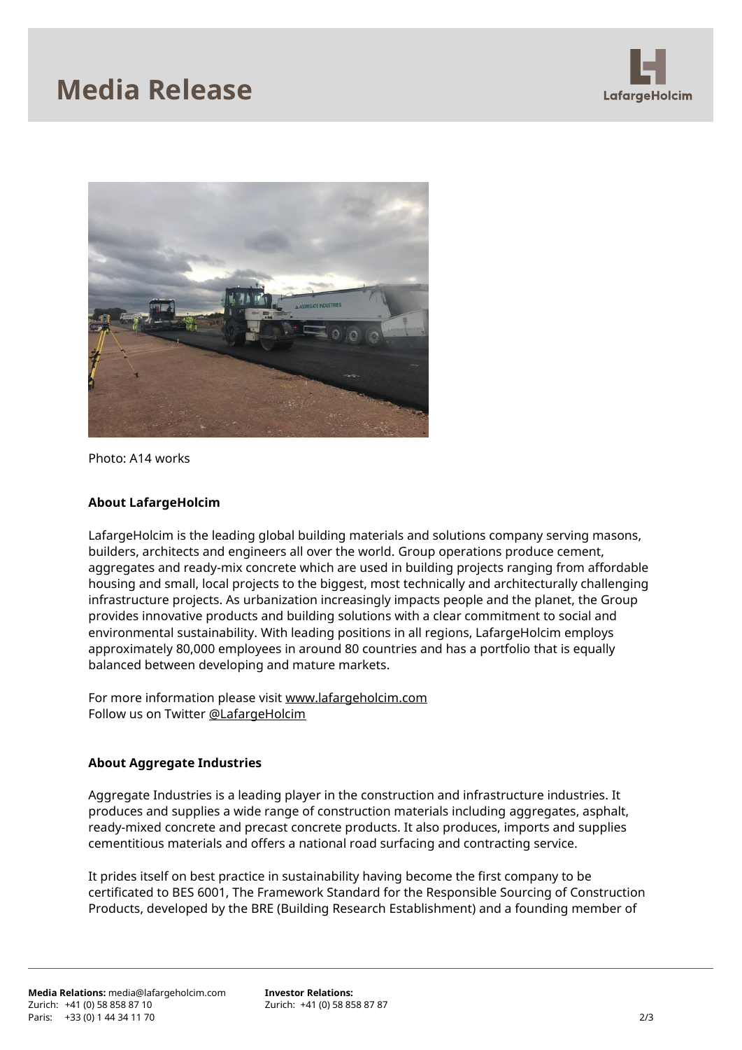Photo: A14 works

**About LafargeHolcim**

LafargeHolcim is the leading global building materials and solutions company serving masons, builders, architects and engineers all over the world. Group operations produce cement, aggregates and ready-mix concrete which are used in building projects ranging from affordable housing and small, local projects to the biggest, most technically and architecturally challenging infrastructure projects. As urbanization increasingly impacts people and the planet, the Group provides innovative products and building solutions with a clear commitment to social and environmental sustainability. With leading positions in all regions, LafargeHolcim employs approximately 80,000 employees in around 80 countries and has a portfolio that is equally balanced between developing and mature markets.

For more information please visit www.lafargeholcim.com
Follow us on Twitter @LafargeHolcim

**About Aggregate Industries**

Aggregate Industries is a leading player in the construction and infrastructure industries. It produces and supplies a wide range of construction materials including aggregates, asphalt, ready-mixed concrete and precast concrete products. It also produces, imports and supplies cementitious materials and offers a national road surfacing and contracting service.

It prides itself on best practice in sustainability having become the first company to be certificated to BES 6001, The Framework Standard for the Responsible Sourcing of Construction Products, developed by the BRE (Building Research Establishment) and a founding member of

**Media Relations:** media@lafargeholcim.com
Zurich: +41 (0) 58 858 87 10
Paris: +33 (0) 1 44 34 11 70

**Investor Relations:**
Zurich: +41 (0) 58 858 87 87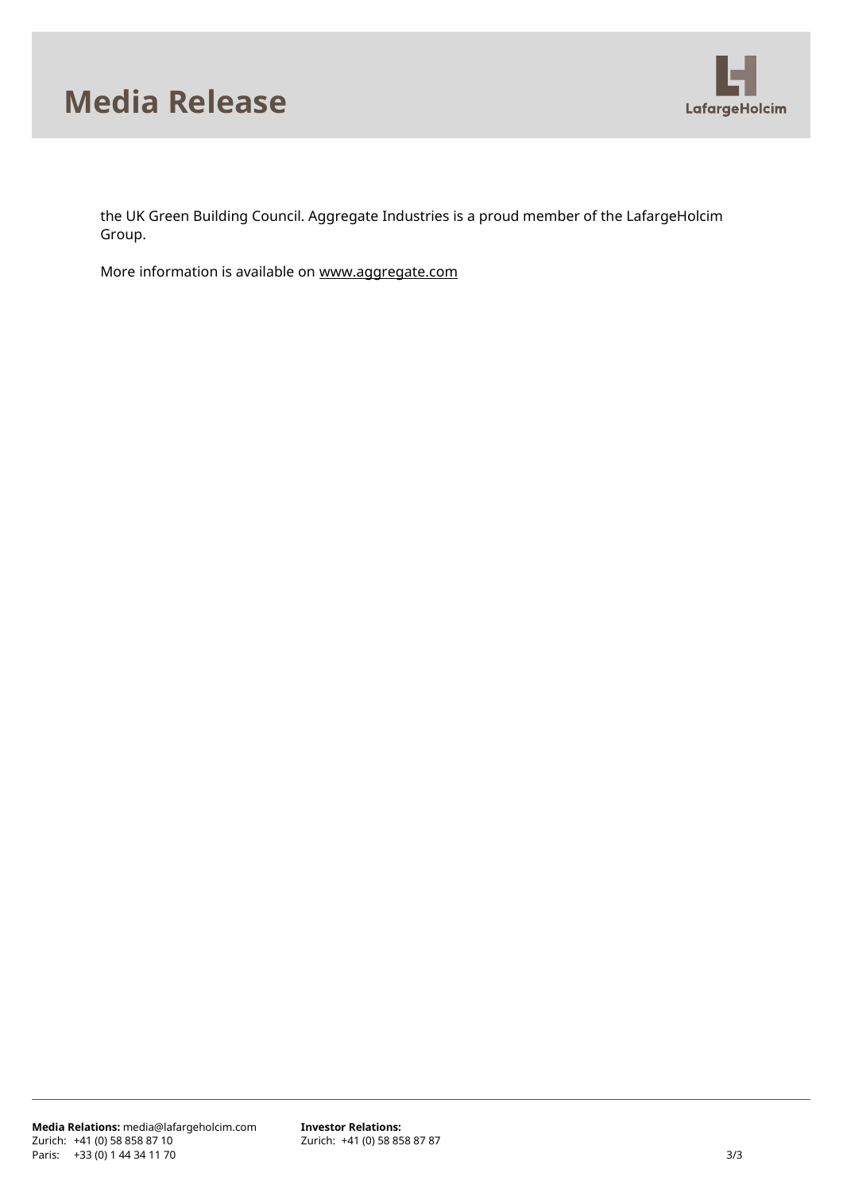the UK Green Building Council. Aggregate Industries is a proud member of the LafargeHolcim Group.

More information is available on www.aggregate.com